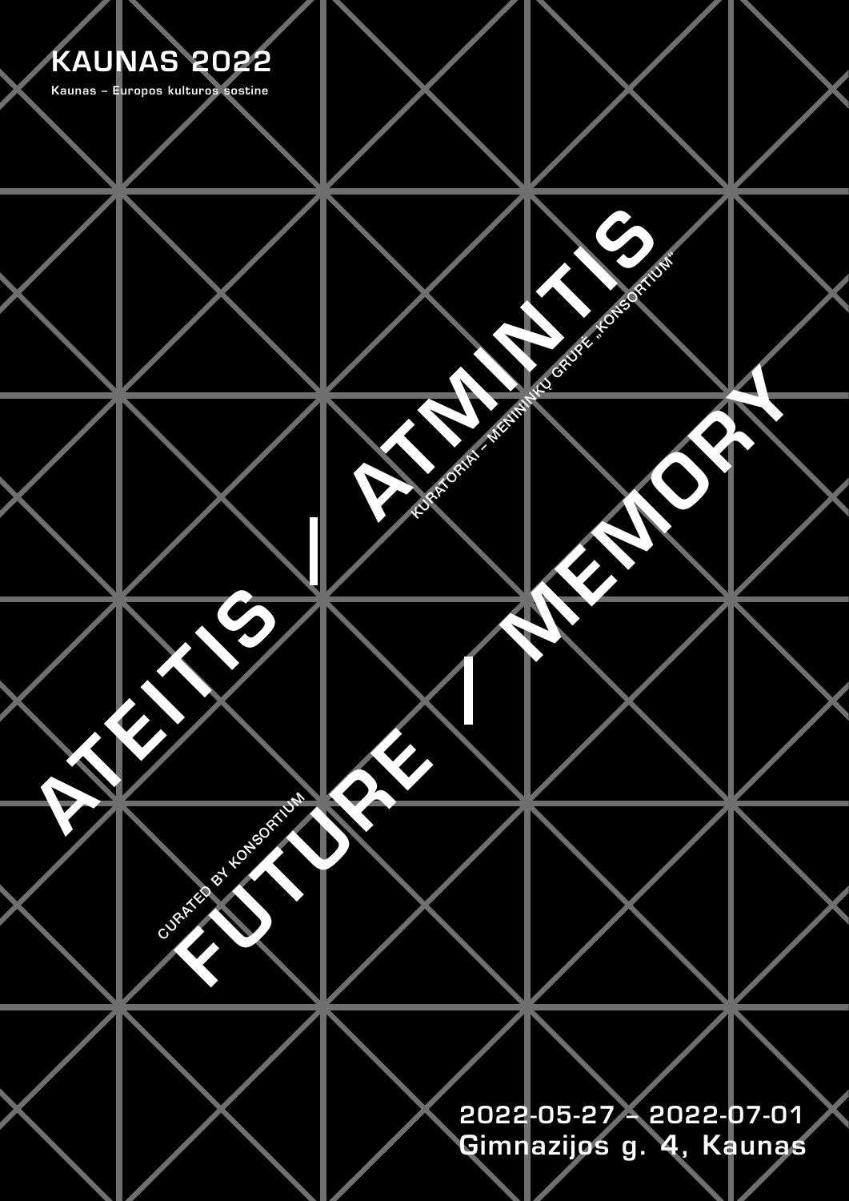**KAUNAS 2022**

Kaunas – Europos kulturos sostine

# ATEITIS / ATMINTIS

KURATORIAI – MENININKŲ GRUPĖ „KONSORTIUM“

# FUTURE / MEMORY

CURATED BY KONSORTIUM

2022-05-27 – 2022-07-01
Gimnazijos g. 4, Kaunas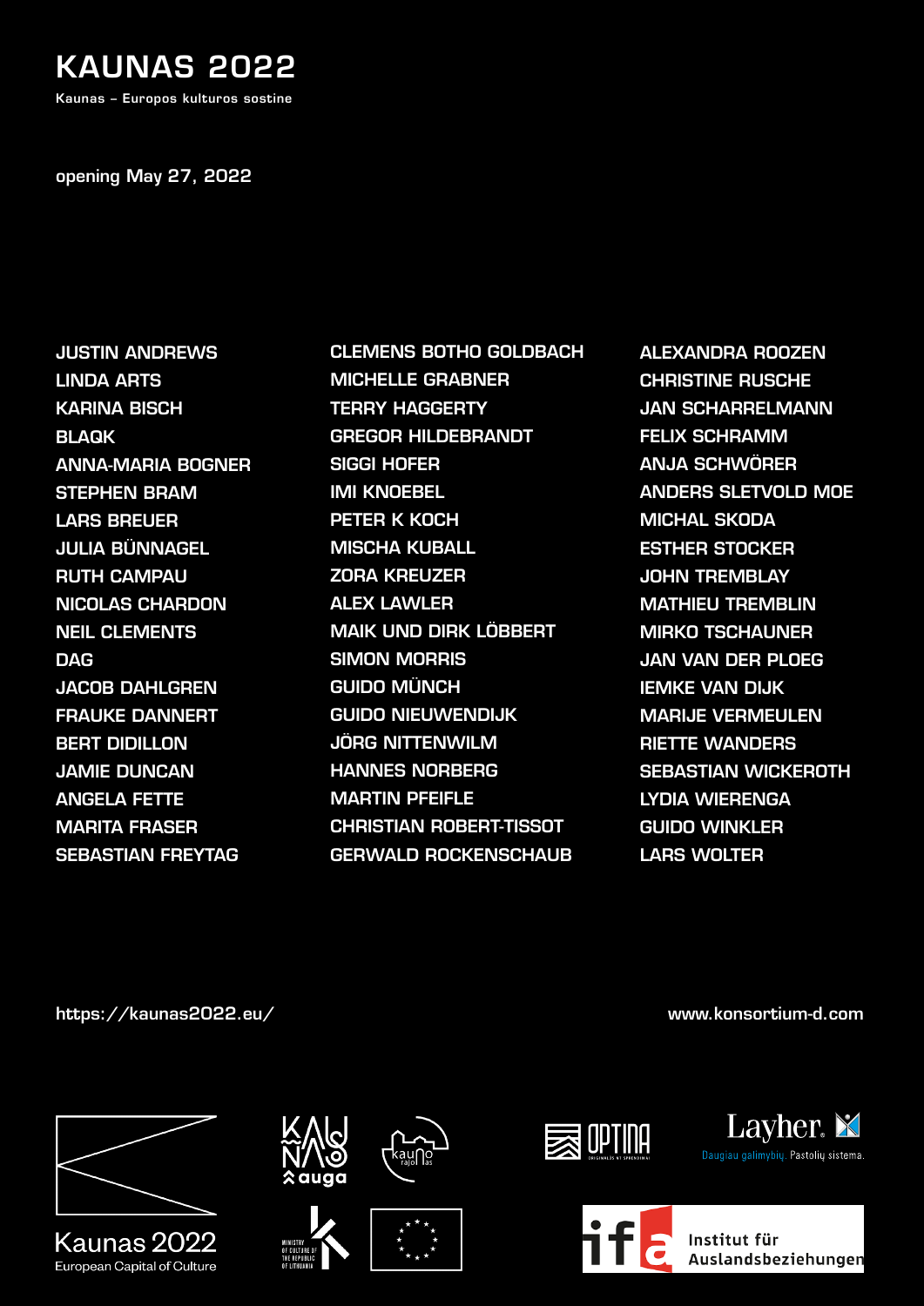# KAUNAS 2022

Kaunas – Europos kulturos sostine

opening May 27, 2022

JUSTIN ANDREWS
LINDA ARTS
KARINA BISCH
BLAQK
ANNA-MARIA BOGNER
STEPHEN BRAM
LARS BREUER
JULIA BÜNNAGEL
RUTH CAMPAU
NICOLAS CHARDON
NEIL CLEMENTS
DAG
JACOB DAHLGREN
FRAUKE DANNERT
BERT DIDILLON
JAMIE DUNCAN
ANGELA FETTE
MARITA FRASER
SEBASTIAN FREYTAG
CLEMENS BOTHO GOLDBACH
MICHELLE GRABNER
TERRY HAGGERTY
GREGOR HILDEBRANDT
SIGGI HOFER
IMI KNOEBEL
PETER K KOCH
MISCHA KUBALL
ZORA KREUZER
ALEX LAWLER
MAIK UND DIRK LÖBBERT
SIMON MORRIS
GUIDO MÜNCH
GUIDO NIEUWENDIJK
JÖRG NITTENWILM
HANNES NORBERG
MARTIN PFEIFLE
CHRISTIAN ROBERT-TISSOT
GERWALD ROCKENSCHAUB
ALEXANDRA ROOZEN
CHRISTINE RUSCHE
JAN SCHARRELMANN
FELIX SCHRAMM
ANJA SCHWÖRER
ANDERS SLETVOLD MOE
MICHAL SKODA
ESTHER STOCKER
JOHN TREMBLAY
MATHIEU TREMBLIN
MIRKO TSCHAUNER
JAN VAN DER PLOEG
IEMKE VAN DIJK
MARIJE VERMEULEN
RIETTE WANDERS
SEBASTIAN WICKEROTH
LYDIA WIERENGA
GUIDO WINKLER
LARS WOLTER

https://kaunas2022.eu/

www.konsortium-d.com

Kaunas 2022
European Capital of Culture

KAUNAS auga

kauno rajonas

OPTINA

Layher. Daugiau galimybių. Pastolių sistema.

MINISTRY OF CULTURE OF THE REPUBLIC OF LITHUANIA

ifa Institut für Auslandsbeziehungen